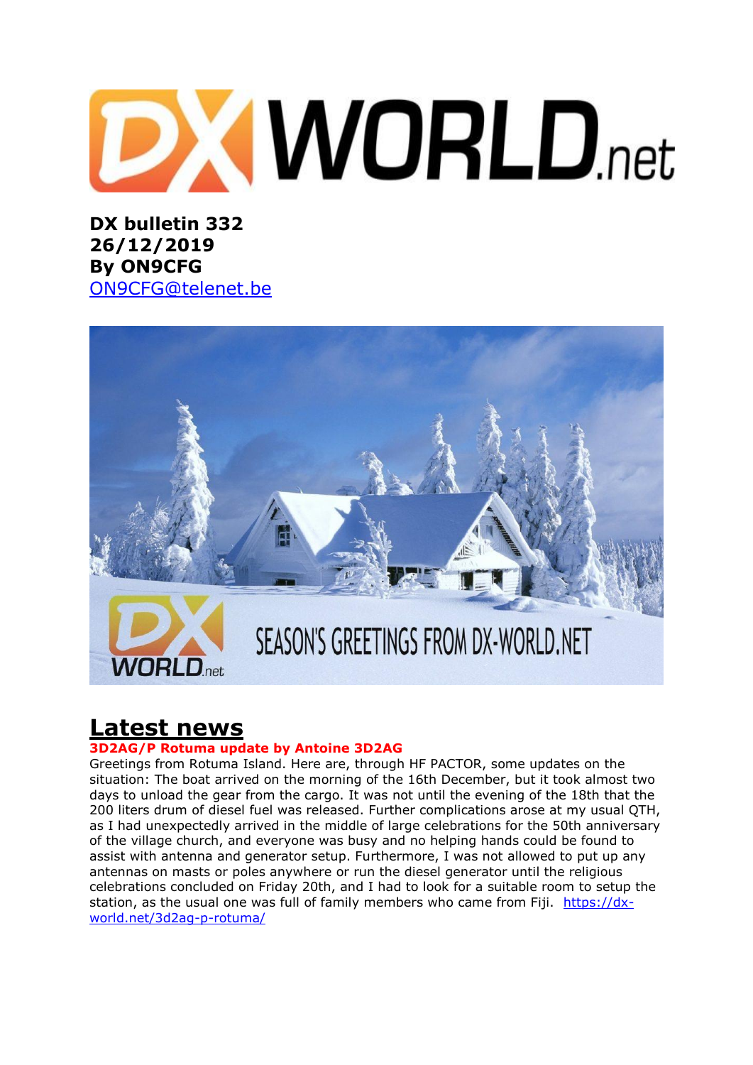**DX bulletin 332**
**26/12/2019**
**By ON9CFG**
[ON9CFG@telenet.be](mailto:ON9CFG@telenet.be)

# Latest news

**3D2AG/P Rotuma update by Antoine 3D2AG**

Greetings from Rotuma Island. Here are, through HF PACTOR, some updates on the situation: The boat arrived on the morning of the 16th December, but it took almost two days to unload the gear from the cargo. It was not until the evening of the 18th that the 200 liters drum of diesel fuel was released. Further complications arose at my usual QTH, as I had unexpectedly arrived in the middle of large celebrations for the 50th anniversary of the village church, and everyone was busy and no helping hands could be found to assist with antenna and generator setup. Furthermore, I was not allowed to put up any antennas on masts or poles anywhere or run the diesel generator until the religious celebrations concluded on Friday 20th, and I had to look for a suitable room to setup the station, as the usual one was full of family members who came from Fiji. [https://dx-world.net/3d2ag-p-rotuma/](https://dx-world.net/3d2ag-p-rotuma/)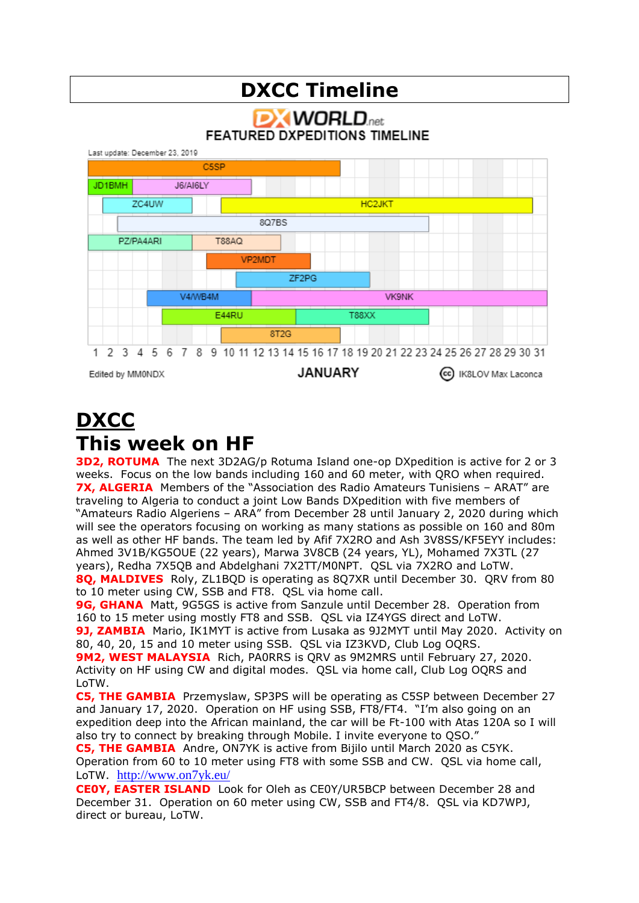# DXCC Timeline

DXWORLD.net
FEATURED DXPEDITIONS TIMELINE

Last update: December 23, 2019

C5SP
JD1BMH J6/AI6LY
ZC4UW HC2JKT
8Q7BS
PZ/PA4ARI T88AQ
VP2MDT
ZF2PG
V4/WB4M VK9NK
E44RU T88XX
8T2G

1 2 3 4 5 6 7 8 9 10 11 12 13 14 15 16 17 18 19 20 21 22 23 24 25 26 27 28 29 30 31

Edited by MM0NDX JANUARY IK8LOV Max Laconca

# DXCC

## This week on HF

**3D2, ROTUMA** The next 3D2AG/p Rotuma Island one-op DXpedition is active for 2 or 3 weeks. Focus on the low bands including 160 and 60 meter, with QRO when required.

**7X, ALGERIA** Members of the "Association des Radio Amateurs Tunisiens – ARAT" are traveling to Algeria to conduct a joint Low Bands DXpedition with five members of "Amateurs Radio Algeriens – ARA" from December 28 until January 2, 2020 during which will see the operators focusing on working as many stations as possible on 160 and 80m as well as other HF bands. The team led by Afif 7X2RO and Ash 3V8SS/KF5EYY includes: Ahmed 3V1B/KG5OUE (22 years), Marwa 3V8CB (24 years, YL), Mohamed 7X3TL (27 years), Redha 7X5QB and Abdelghani 7X2TT/M0NPT. QSL via 7X2RO and LoTW.

**8Q, MALDIVES** Roly, ZL1BQD is operating as 8Q7XR until December 30. QRV from 80 to 10 meter using CW, SSB and FT8. QSL via home call.

**9G, GHANA** Matt, 9G5GS is active from Sanzule until December 28. Operation from 160 to 15 meter using mostly FT8 and SSB. QSL via IZ4YGS direct and LoTW.

**9J, ZAMBIA** Mario, IK1MYT is active from Lusaka as 9J2MYT until May 2020. Activity on 80, 40, 20, 15 and 10 meter using SSB. QSL via IZ3KVD, Club Log OQRS.

**9M2, WEST MALAYSIA** Rich, PA0RRS is QRV as 9M2MRS until February 27, 2020. Activity on HF using CW and digital modes. QSL via home call, Club Log OQRS and LoTW.

**C5, THE GAMBIA** Przemyslaw, SP3PS will be operating as C5SP between December 27 and January 17, 2020. Operation on HF using SSB, FT8/FT4. "I'm also going on an expedition deep into the African mainland, the car will be Ft-100 with Atas 120A so I will also try to connect by breaking through Mobile. I invite everyone to QSO."

**C5, THE GAMBIA** Andre, ON7YK is active from Bijilo until March 2020 as C5YK. Operation from 60 to 10 meter using FT8 with some SSB and CW. QSL via home call, LoTW. http://www.on7yk.eu/

**CE0Y, EASTER ISLAND** Look for Oleh as CE0Y/UR5BCP between December 28 and December 31. Operation on 60 meter using CW, SSB and FT4/8. QSL via KD7WPJ, direct or bureau, LoTW.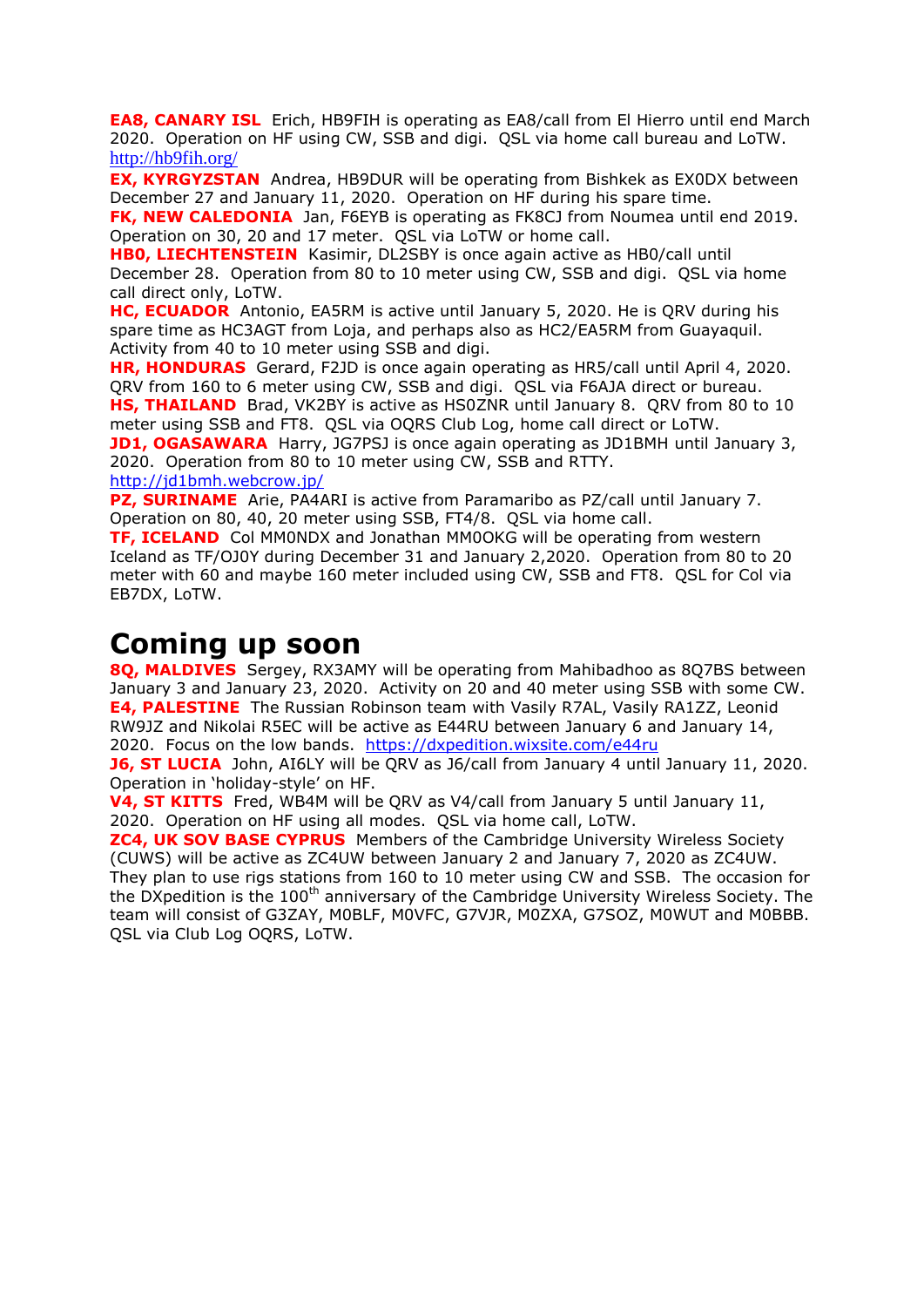**EA8, CANARY ISL** Erich, HB9FIH is operating as EA8/call from El Hierro until end March 2020. Operation on HF using CW, SSB and digi. QSL via home call bureau and LoTW. http://hb9fih.org/

**EX, KYRGYZSTAN** Andrea, HB9DUR will be operating from Bishkek as EX0DX between December 27 and January 11, 2020. Operation on HF during his spare time.

**FK, NEW CALEDONIA** Jan, F6EYB is operating as FK8CJ from Noumea until end 2019. Operation on 30, 20 and 17 meter. QSL via LoTW or home call.

**HB0, LIECHTENSTEIN** Kasimir, DL2SBY is once again active as HB0/call until December 28. Operation from 80 to 10 meter using CW, SSB and digi. QSL via home call direct only, LoTW.

**HC, ECUADOR** Antonio, EA5RM is active until January 5, 2020. He is QRV during his spare time as HC3AGT from Loja, and perhaps also as HC2/EA5RM from Guayaquil. Activity from 40 to 10 meter using SSB and digi.

**HR, HONDURAS** Gerard, F2JD is once again operating as HR5/call until April 4, 2020. QRV from 160 to 6 meter using CW, SSB and digi. QSL via F6AJA direct or bureau.

**HS, THAILAND** Brad, VK2BY is active as HS0ZNR until January 8. QRV from 80 to 10 meter using SSB and FT8. QSL via OQRS Club Log, home call direct or LoTW.

**JD1, OGASAWARA** Harry, JG7PSJ is once again operating as JD1BMH until January 3, 2020. Operation from 80 to 10 meter using CW, SSB and RTTY. http://jd1bmh.webcrow.jp/

**PZ, SURINAME** Arie, PA4ARI is active from Paramaribo as PZ/call until January 7. Operation on 80, 40, 20 meter using SSB, FT4/8. QSL via home call.

**TF, ICELAND** Col MM0NDX and Jonathan MM0OKG will be operating from western Iceland as TF/OJ0Y during December 31 and January 2,2020. Operation from 80 to 20 meter with 60 and maybe 160 meter included using CW, SSB and FT8. QSL for Col via EB7DX, LoTW.

# Coming up soon

**8Q, MALDIVES** Sergey, RX3AMY will be operating from Mahibadhoo as 8Q7BS between January 3 and January 23, 2020. Activity on 20 and 40 meter using SSB with some CW.

**E4, PALESTINE** The Russian Robinson team with Vasily R7AL, Vasily RA1ZZ, Leonid RW9JZ and Nikolai R5EC will be active as E44RU between January 6 and January 14, 2020. Focus on the low bands. https://dxpedition.wixsite.com/e44ru

**J6, ST LUCIA** John, AI6LY will be QRV as J6/call from January 4 until January 11, 2020. Operation in 'holiday-style' on HF.

**V4, ST KITTS** Fred, WB4M will be QRV as V4/call from January 5 until January 11, 2020. Operation on HF using all modes. QSL via home call, LoTW.

**ZC4, UK SOV BASE CYPRUS** Members of the Cambridge University Wireless Society (CUWS) will be active as ZC4UW between January 2 and January 7, 2020 as ZC4UW. They plan to use rigs stations from 160 to 10 meter using CW and SSB. The occasion for the DXpedition is the 100th anniversary of the Cambridge University Wireless Society. The team will consist of G3ZAY, M0BLF, M0VFC, G7VJR, M0ZXA, G7SOZ, M0WUT and M0BBB. QSL via Club Log OQRS, LoTW.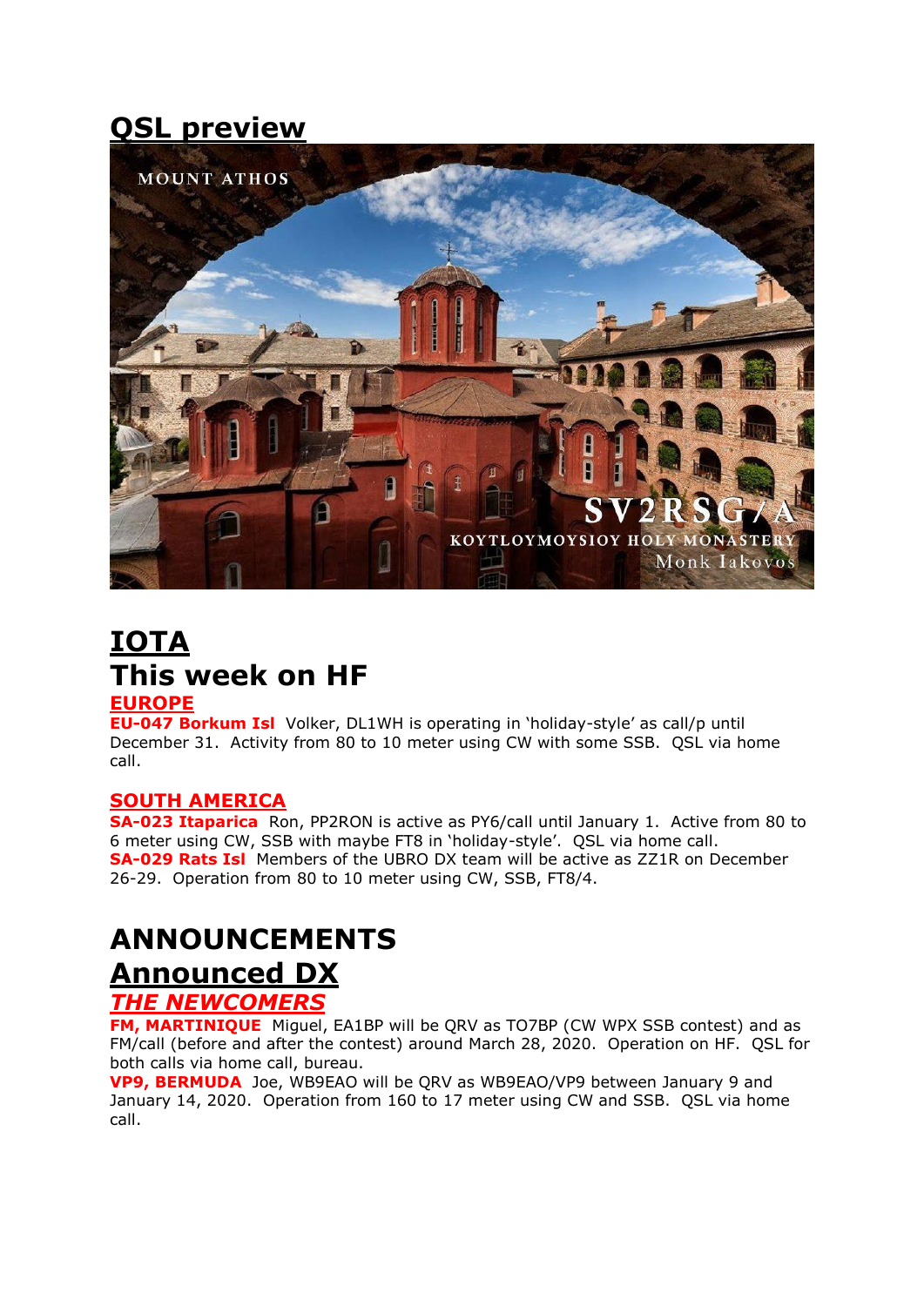## QSL preview

# IOTA

## This week on HF

### EUROPE

**EU-047 Borkum Isl** Volker, DL1WH is operating in 'holiday-style' as call/p until December 31. Activity from 80 to 10 meter using CW with some SSB. QSL via home call.

### SOUTH AMERICA

**SA-023 Itaparica** Ron, PP2RON is active as PY6/call until January 1. Active from 80 to 6 meter using CW, SSB with maybe FT8 in 'holiday-style'. QSL via home call.
**SA-029 Rats Isl** Members of the UBRO DX team will be active as ZZ1R on December 26-29. Operation from 80 to 10 meter using CW, SSB, FT8/4.

# ANNOUNCEMENTS

## Announced DX

### *THE NEWCOMERS*

**FM, MARTINIQUE** Miguel, EA1BP will be QRV as TO7BP (CW WPX SSB contest) and as FM/call (before and after the contest) around March 28, 2020. Operation on HF. QSL for both calls via home call, bureau.
**VP9, BERMUDA** Joe, WB9EAO will be QRV as WB9EAO/VP9 between January 9 and January 14, 2020. Operation from 160 to 17 meter using CW and SSB. QSL via home call.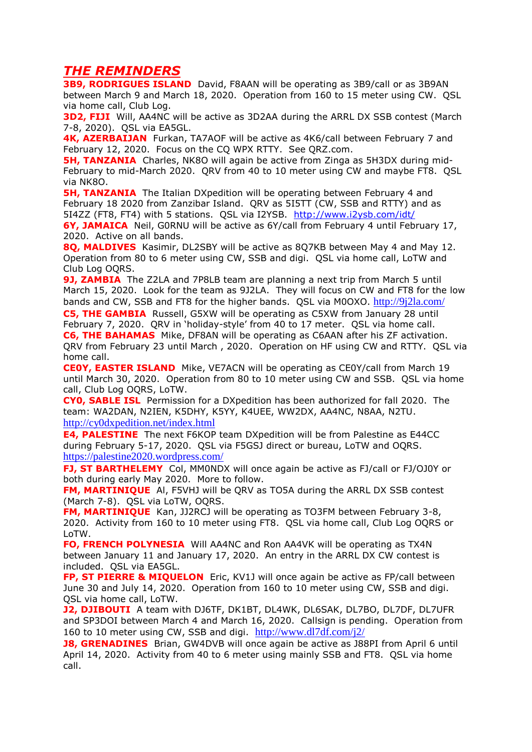## *THE REMINDERS*

**3B9, RODRIGUES ISLAND** David, F8AAN will be operating as 3B9/call or as 3B9AN between March 9 and March 18, 2020. Operation from 160 to 15 meter using CW. QSL via home call, Club Log.

**3D2, FIJI** Will, AA4NC will be active as 3D2AA during the ARRL DX SSB contest (March 7-8, 2020). QSL via EA5GL.

**4K, AZERBAIJAN** Furkan, TA7AOF will be active as 4K6/call between February 7 and February 12, 2020. Focus on the CQ WPX RTTY. See QRZ.com.

**5H, TANZANIA** Charles, NK8O will again be active from Zinga as 5H3DX during mid-February to mid-March 2020. QRV from 40 to 10 meter using CW and maybe FT8. QSL via NK8O.

**5H, TANZANIA** The Italian DXpedition will be operating between February 4 and February 18 2020 from Zanzibar Island. QRV as 5I5TT (CW, SSB and RTTY) and as 5I4ZZ (FT8, FT4) with 5 stations. QSL via I2YSB. http://www.i2ysb.com/idt/

**6Y, JAMAICA** Neil, G0RNU will be active as 6Y/call from February 4 until February 17, 2020. Active on all bands.

**8Q, MALDIVES** Kasimir, DL2SBY will be active as 8Q7KB between May 4 and May 12. Operation from 80 to 6 meter using CW, SSB and digi. QSL via home call, LoTW and Club Log OQRS.

**9J, ZAMBIA** The Z2LA and 7P8LB team are planning a next trip from March 5 until March 15, 2020. Look for the team as 9J2LA. They will focus on CW and FT8 for the low bands and CW, SSB and FT8 for the higher bands. QSL via M0OXO. http://9j2la.com/

**C5, THE GAMBIA** Russell, G5XW will be operating as C5XW from January 28 until February 7, 2020. QRV in 'holiday-style' from 40 to 17 meter. QSL via home call.

**C6, THE BAHAMAS** Mike, DF8AN will be operating as C6AAN after his ZF activation. QRV from February 23 until March , 2020. Operation on HF using CW and RTTY. QSL via home call.

**CE0Y, EASTER ISLAND** Mike, VE7ACN will be operating as CE0Y/call from March 19 until March 30, 2020. Operation from 80 to 10 meter using CW and SSB. QSL via home call, Club Log OQRS, LoTW.

**CY0, SABLE ISL** Permission for a DXpedition has been authorized for fall 2020. The team: WA2DAN, N2IEN, K5DHY, K5YY, K4UEE, WW2DX, AA4NC, N8AA, N2TU. http://cy0dxpedition.net/index.html

**E4, PALESTINE** The next F6KOP team DXpedition will be from Palestine as E44CC during February 5-17, 2020. QSL via F5GSJ direct or bureau, LoTW and OQRS. https://palestine2020.wordpress.com/

**FJ, ST BARTHELEMY** Col, MM0NDX will once again be active as FJ/call or FJ/OJ0Y or both during early May 2020. More to follow.

**FM, MARTINIQUE** Al, F5VHJ will be QRV as TO5A during the ARRL DX SSB contest (March 7-8). QSL via LoTW, OQRS.

**FM, MARTINIQUE** Kan, JJ2RCJ will be operating as TO3FM between February 3-8, 2020. Activity from 160 to 10 meter using FT8. QSL via home call, Club Log OQRS or LoTW.

**FO, FRENCH POLYNESIA** Will AA4NC and Ron AA4VK will be operating as TX4N between January 11 and January 17, 2020. An entry in the ARRL DX CW contest is included. QSL via EA5GL.

**FP, ST PIERRE & MIQUELON** Eric, KV1J will once again be active as FP/call between June 30 and July 14, 2020. Operation from 160 to 10 meter using CW, SSB and digi. QSL via home call, LoTW.

**J2, DJIBOUTI** A team with DJ6TF, DK1BT, DL4WK, DL6SAK, DL7BO, DL7DF, DL7UFR and SP3DOI between March 4 and March 16, 2020. Callsign is pending. Operation from 160 to 10 meter using CW, SSB and digi. http://www.dl7df.com/j2/

**J8, GRENADINES** Brian, GW4DVB will once again be active as J88PI from April 6 until April 14, 2020. Activity from 40 to 6 meter using mainly SSB and FT8. QSL via home call.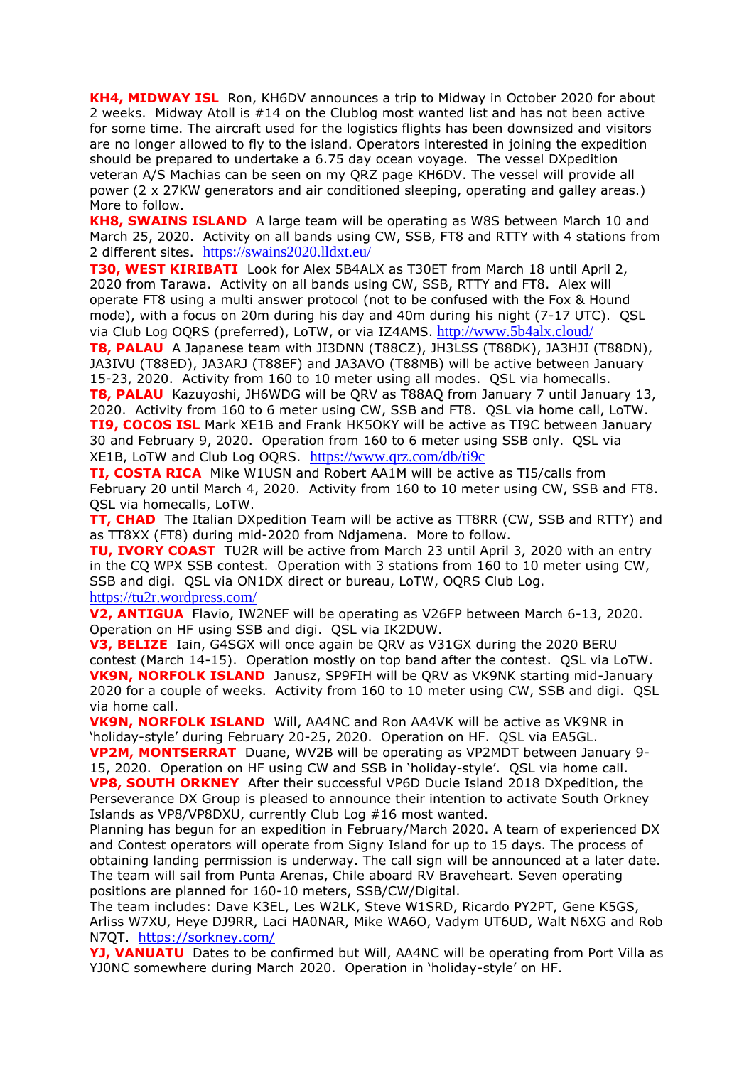**KH4, MIDWAY ISL** Ron, KH6DV announces a trip to Midway in October 2020 for about 2 weeks. Midway Atoll is #14 on the Clublog most wanted list and has not been active for some time. The aircraft used for the logistics flights has been downsized and visitors are no longer allowed to fly to the island. Operators interested in joining the expedition should be prepared to undertake a 6.75 day ocean voyage. The vessel DXpedition veteran A/S Machias can be seen on my QRZ page KH6DV. The vessel will provide all power (2 x 27KW generators and air conditioned sleeping, operating and galley areas.) More to follow.

**KH8, SWAINS ISLAND** A large team will be operating as W8S between March 10 and March 25, 2020. Activity on all bands using CW, SSB, FT8 and RTTY with 4 stations from 2 different sites. https://swains2020.lldxt.eu/

**T30, WEST KIRIBATI** Look for Alex 5B4ALX as T30ET from March 18 until April 2, 2020 from Tarawa. Activity on all bands using CW, SSB, RTTY and FT8. Alex will operate FT8 using a multi answer protocol (not to be confused with the Fox & Hound mode), with a focus on 20m during his day and 40m during his night (7-17 UTC). QSL via Club Log OQRS (preferred), LoTW, or via IZ4AMS. http://www.5b4alx.cloud/

**T8, PALAU** A Japanese team with JI3DNN (T88CZ), JH3LSS (T88DK), JA3HJI (T88DN), JA3IVU (T88ED), JA3ARJ (T88EF) and JA3AVO (T88MB) will be active between January 15-23, 2020. Activity from 160 to 10 meter using all modes. QSL via homecalls.

**T8, PALAU** Kazuyoshi, JH6WDG will be QRV as T88AQ from January 7 until January 13, 2020. Activity from 160 to 6 meter using CW, SSB and FT8. QSL via home call, LoTW.

**TI9, COCOS ISL** Mark XE1B and Frank HK5OKY will be active as TI9C between January 30 and February 9, 2020. Operation from 160 to 6 meter using SSB only. QSL via XE1B, LoTW and Club Log OQRS. https://www.qrz.com/db/ti9c

**TI, COSTA RICA** Mike W1USN and Robert AA1M will be active as TI5/calls from February 20 until March 4, 2020. Activity from 160 to 10 meter using CW, SSB and FT8. QSL via homecalls, LoTW.

**TT, CHAD** The Italian DXpedition Team will be active as TT8RR (CW, SSB and RTTY) and as TT8XX (FT8) during mid-2020 from Ndjamena. More to follow.

**TU, IVORY COAST** TU2R will be active from March 23 until April 3, 2020 with an entry in the CQ WPX SSB contest. Operation with 3 stations from 160 to 10 meter using CW, SSB and digi. QSL via ON1DX direct or bureau, LoTW, OQRS Club Log. https://tu2r.wordpress.com/

**V2, ANTIGUA** Flavio, IW2NEF will be operating as V26FP between March 6-13, 2020. Operation on HF using SSB and digi. QSL via IK2DUW.

**V3, BELIZE** Iain, G4SGX will once again be QRV as V31GX during the 2020 BERU contest (March 14-15). Operation mostly on top band after the contest. QSL via LoTW.

**VK9N, NORFOLK ISLAND** Janusz, SP9FIH will be QRV as VK9NK starting mid-January 2020 for a couple of weeks. Activity from 160 to 10 meter using CW, SSB and digi. QSL via home call.

**VK9N, NORFOLK ISLAND** Will, AA4NC and Ron AA4VK will be active as VK9NR in 'holiday-style' during February 20-25, 2020. Operation on HF. QSL via EA5GL.

**VP2M, MONTSERRAT** Duane, WV2B will be operating as VP2MDT between January 9-15, 2020. Operation on HF using CW and SSB in 'holiday-style'. QSL via home call.

**VP8, SOUTH ORKNEY** After their successful VP6D Ducie Island 2018 DXpedition, the Perseverance DX Group is pleased to announce their intention to activate South Orkney Islands as VP8/VP8DXU, currently Club Log #16 most wanted.

Planning has begun for an expedition in February/March 2020. A team of experienced DX and Contest operators will operate from Signy Island for up to 15 days. The process of obtaining landing permission is underway. The call sign will be announced at a later date. The team will sail from Punta Arenas, Chile aboard RV Braveheart. Seven operating positions are planned for 160-10 meters, SSB/CW/Digital.

The team includes: Dave K3EL, Les W2LK, Steve W1SRD, Ricardo PY2PT, Gene K5GS, Arliss W7XU, Heye DJ9RR, Laci HA0NAR, Mike WA6O, Vadym UT6UD, Walt N6XG and Rob N7QT. https://sorkney.com/

**YJ, VANUATU** Dates to be confirmed but Will, AA4NC will be operating from Port Villa as YJ0NC somewhere during March 2020. Operation in 'holiday-style' on HF.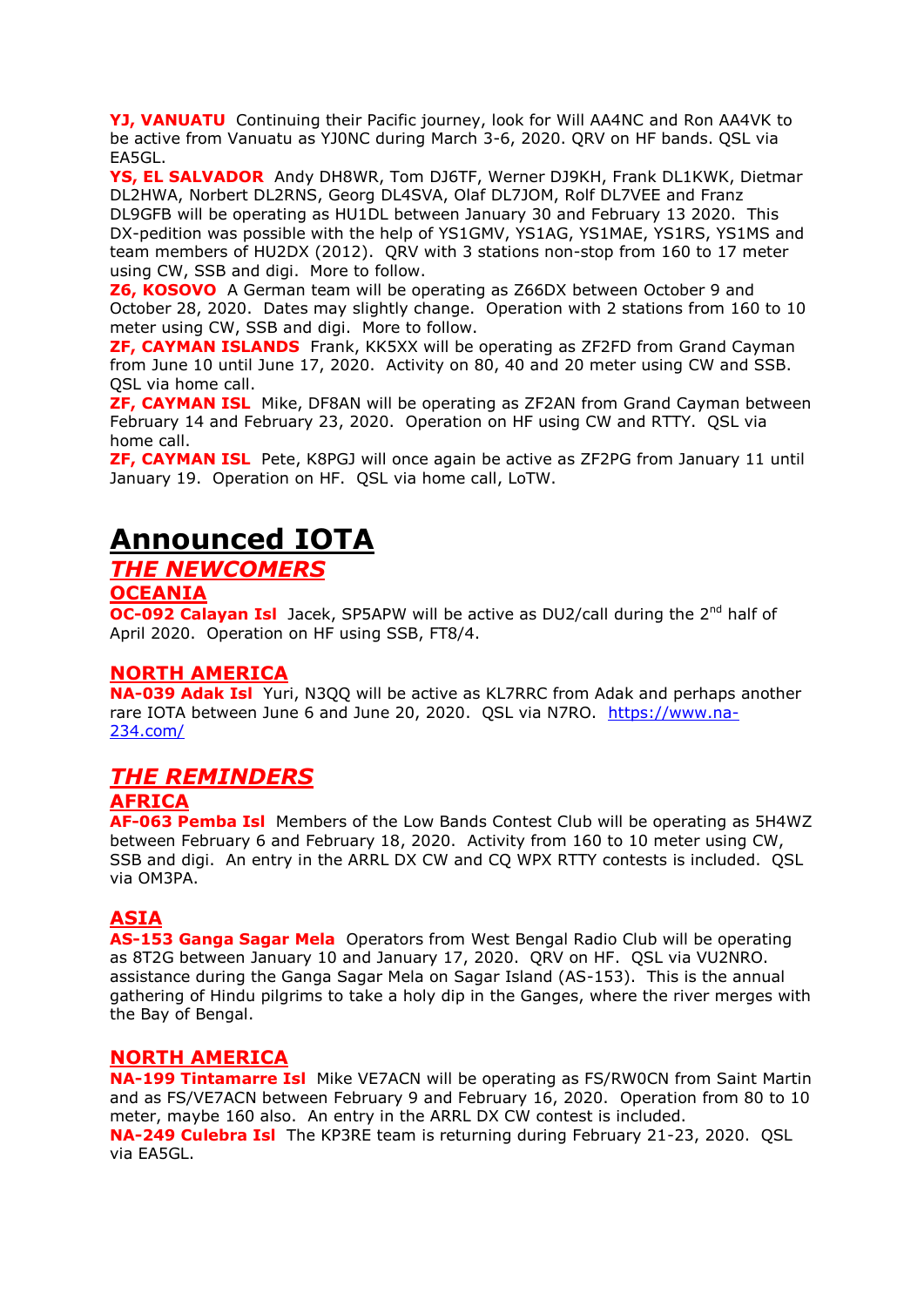**YJ, VANUATU** Continuing their Pacific journey, look for Will AA4NC and Ron AA4VK to be active from Vanuatu as YJ0NC during March 3-6, 2020. QRV on HF bands. QSL via EA5GL.

**YS, EL SALVADOR** Andy DH8WR, Tom DJ6TF, Werner DJ9KH, Frank DL1KWK, Dietmar DL2HWA, Norbert DL2RNS, Georg DL4SVA, Olaf DL7JOM, Rolf DL7VEE and Franz DL9GFB will be operating as HU1DL between January 30 and February 13 2020. This DX-pedition was possible with the help of YS1GMV, YS1AG, YS1MAE, YS1RS, YS1MS and team members of HU2DX (2012). QRV with 3 stations non-stop from 160 to 17 meter using CW, SSB and digi. More to follow.

**Z6, KOSOVO** A German team will be operating as Z66DX between October 9 and October 28, 2020. Dates may slightly change. Operation with 2 stations from 160 to 10 meter using CW, SSB and digi. More to follow.

**ZF, CAYMAN ISLANDS** Frank, KK5XX will be operating as ZF2FD from Grand Cayman from June 10 until June 17, 2020. Activity on 80, 40 and 20 meter using CW and SSB. QSL via home call.

**ZF, CAYMAN ISL** Mike, DF8AN will be operating as ZF2AN from Grand Cayman between February 14 and February 23, 2020. Operation on HF using CW and RTTY. QSL via home call.

**ZF, CAYMAN ISL** Pete, K8PGJ will once again be active as ZF2PG from January 11 until January 19. Operation on HF. QSL via home call, LoTW.

# Announced IOTA

## *THE NEWCOMERS*

### OCEANIA

**OC-092 Calayan Isl** Jacek, SP5APW will be active as DU2/call during the 2nd half of April 2020. Operation on HF using SSB, FT8/4.

### NORTH AMERICA

**NA-039 Adak Isl** Yuri, N3QQ will be active as KL7RRC from Adak and perhaps another rare IOTA between June 6 and June 20, 2020. QSL via N7RO. https://www.na-234.com/

## *THE REMINDERS*

### AFRICA

**AF-063 Pemba Isl** Members of the Low Bands Contest Club will be operating as 5H4WZ between February 6 and February 18, 2020. Activity from 160 to 10 meter using CW, SSB and digi. An entry in the ARRL DX CW and CQ WPX RTTY contests is included. QSL via OM3PA.

### ASIA

**AS-153 Ganga Sagar Mela** Operators from West Bengal Radio Club will be operating as 8T2G between January 10 and January 17, 2020. QRV on HF. QSL via VU2NRO. assistance during the Ganga Sagar Mela on Sagar Island (AS-153). This is the annual gathering of Hindu pilgrims to take a holy dip in the Ganges, where the river merges with the Bay of Bengal.

### NORTH AMERICA

**NA-199 Tintamarre Isl** Mike VE7ACN will be operating as FS/RW0CN from Saint Martin and as FS/VE7ACN between February 9 and February 16, 2020. Operation from 80 to 10 meter, maybe 160 also. An entry in the ARRL DX CW contest is included.

**NA-249 Culebra Isl** The KP3RE team is returning during February 21-23, 2020. QSL via EA5GL.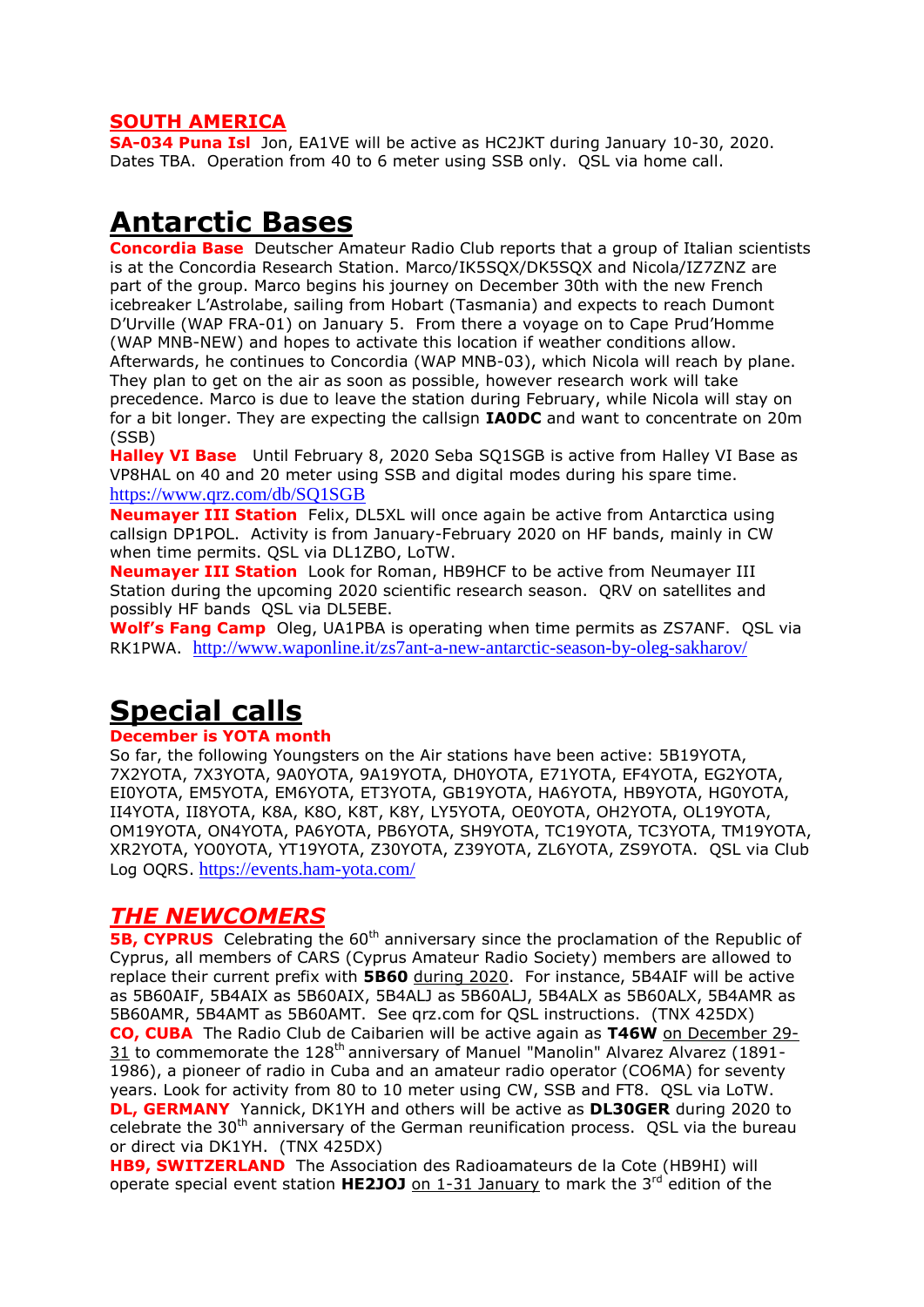## SOUTH AMERICA

**SA-034 Puna Isl** Jon, EA1VE will be active as HC2JKT during January 10-30, 2020. Dates TBA. Operation from 40 to 6 meter using SSB only. QSL via home call.

# Antarctic Bases

**Concordia Base** Deutscher Amateur Radio Club reports that a group of Italian scientists is at the Concordia Research Station. Marco/IK5SQX/DK5SQX and Nicola/IZ7ZNZ are part of the group. Marco begins his journey on December 30th with the new French icebreaker L'Astrolabe, sailing from Hobart (Tasmania) and expects to reach Dumont D'Urville (WAP FRA-01) on January 5. From there a voyage on to Cape Prud'Homme (WAP MNB-NEW) and hopes to activate this location if weather conditions allow. Afterwards, he continues to Concordia (WAP MNB-03), which Nicola will reach by plane. They plan to get on the air as soon as possible, however research work will take precedence. Marco is due to leave the station during February, while Nicola will stay on for a bit longer. They are expecting the callsign **IA0DC** and want to concentrate on 20m (SSB)

**Halley VI Base** Until February 8, 2020 Seba SQ1SGB is active from Halley VI Base as VP8HAL on 40 and 20 meter using SSB and digital modes during his spare time. https://www.qrz.com/db/SQ1SGB

**Neumayer III Station** Felix, DL5XL will once again be active from Antarctica using callsign DP1POL. Activity is from January-February 2020 on HF bands, mainly in CW when time permits. QSL via DL1ZBO, LoTW.

**Neumayer III Station** Look for Roman, HB9HCF to be active from Neumayer III Station during the upcoming 2020 scientific research season. QRV on satellites and possibly HF bands QSL via DL5EBE.

**Wolf's Fang Camp** Oleg, UA1PBA is operating when time permits as ZS7ANF. QSL via RK1PWA. http://www.waponline.it/zs7ant-a-new-antarctic-season-by-oleg-sakharov/

# Special calls

**December is YOTA month**

So far, the following Youngsters on the Air stations have been active: 5B19YOTA, 7X2YOTA, 7X3YOTA, 9A0YOTA, 9A19YOTA, DH0YOTA, E71YOTA, EF4YOTA, EG2YOTA, EI0YOTA, EM5YOTA, EM6YOTA, ET3YOTA, GB19YOTA, HA6YOTA, HB9YOTA, HG0YOTA, II4YOTA, II8YOTA, K8A, K8O, K8T, K8Y, LY5YOTA, OE0YOTA, OH2YOTA, OL19YOTA, OM19YOTA, ON4YOTA, PA6YOTA, PB6YOTA, SH9YOTA, TC19YOTA, TC3YOTA, TM19YOTA, XR2YOTA, YO0YOTA, YT19YOTA, Z30YOTA, Z39YOTA, ZL6YOTA, ZS9YOTA. QSL via Club Log OQRS. https://events.ham-yota.com/

## *THE NEWCOMERS*

**5B, CYPRUS** Celebrating the 60th anniversary since the proclamation of the Republic of Cyprus, all members of CARS (Cyprus Amateur Radio Society) members are allowed to replace their current prefix with **5B60** during 2020. For instance, 5B4AIF will be active as 5B60AIF, 5B4AIX as 5B60AIX, 5B4ALJ as 5B60ALJ, 5B4ALX as 5B60ALX, 5B4AMR as 5B60AMR, 5B4AMT as 5B60AMT. See qrz.com for QSL instructions. (TNX 425DX)

**CO, CUBA** The Radio Club de Caibarien will be active again as **T46W** on December 29-31 to commemorate the 128th anniversary of Manuel "Manolin" Alvarez Alvarez (1891-1986), a pioneer of radio in Cuba and an amateur radio operator (CO6MA) for seventy years. Look for activity from 80 to 10 meter using CW, SSB and FT8. QSL via LoTW.

**DL, GERMANY** Yannick, DK1YH and others will be active as **DL30GER** during 2020 to celebrate the 30th anniversary of the German reunification process. QSL via the bureau or direct via DK1YH. (TNX 425DX)

**HB9, SWITZERLAND** The Association des Radioamateurs de la Cote (HB9HI) will operate special event station **HE2JOJ** on 1-31 January to mark the 3rd edition of the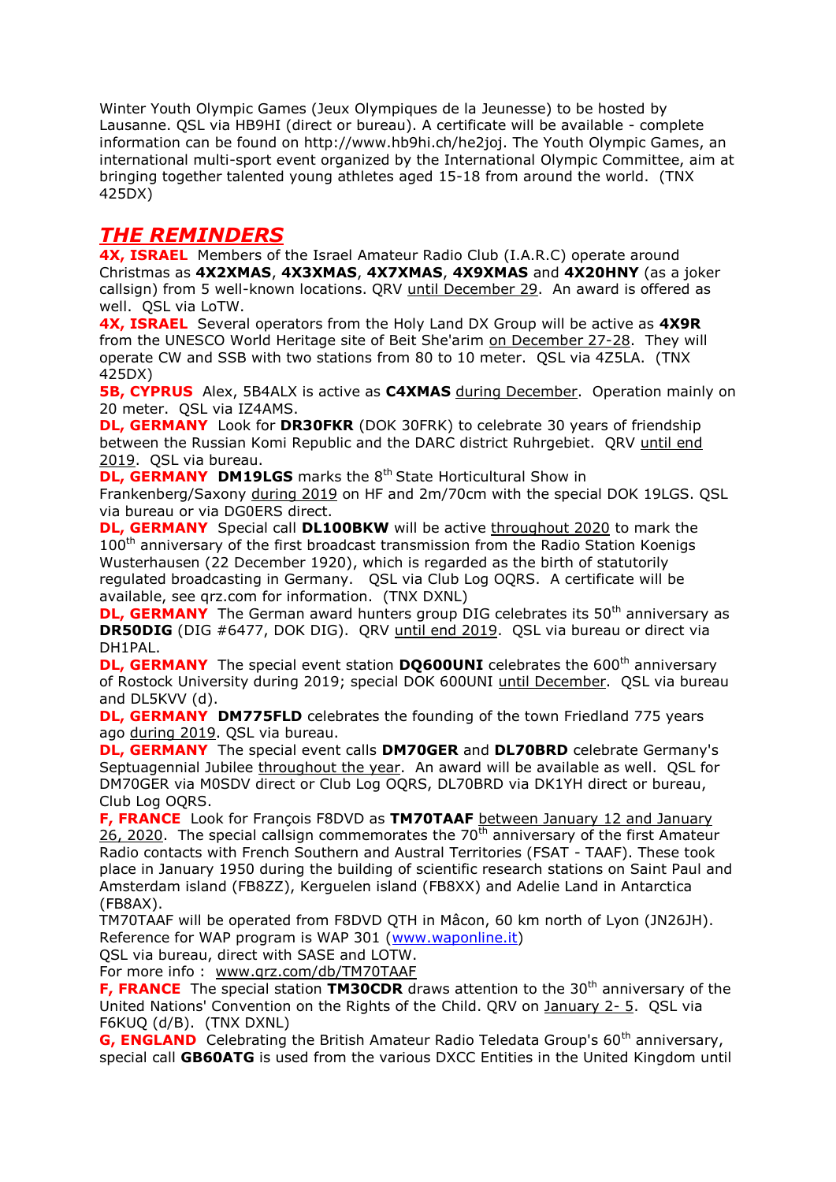Winter Youth Olympic Games (Jeux Olympiques de la Jeunesse) to be hosted by Lausanne. QSL via HB9HI (direct or bureau). A certificate will be available - complete information can be found on http://www.hb9hi.ch/he2joj. The Youth Olympic Games, an international multi-sport event organized by the International Olympic Committee, aim at bringing together talented young athletes aged 15-18 from around the world. (TNX 425DX)

## *THE REMINDERS*

**4X, ISRAEL** Members of the Israel Amateur Radio Club (I.A.R.C) operate around Christmas as **4X2XMAS**, **4X3XMAS**, **4X7XMAS**, **4X9XMAS** and **4X20HNY** (as a joker callsign) from 5 well-known locations. QRV until December 29. An award is offered as well. QSL via LoTW.

**4X, ISRAEL** Several operators from the Holy Land DX Group will be active as **4X9R** from the UNESCO World Heritage site of Beit She'arim on December 27-28. They will operate CW and SSB with two stations from 80 to 10 meter. QSL via 4Z5LA. (TNX 425DX)

**5B, CYPRUS** Alex, 5B4ALX is active as **C4XMAS** during December. Operation mainly on 20 meter. QSL via IZ4AMS.

**DL, GERMANY** Look for **DR30FKR** (DOK 30FRK) to celebrate 30 years of friendship between the Russian Komi Republic and the DARC district Ruhrgebiet. QRV until end 2019. QSL via bureau.

**DL, GERMANY** **DM19LGS** marks the 8th State Horticultural Show in Frankenberg/Saxony during 2019 on HF and 2m/70cm with the special DOK 19LGS. QSL via bureau or via DG0ERS direct.

**DL, GERMANY** Special call **DL100BKW** will be active throughout 2020 to mark the 100th anniversary of the first broadcast transmission from the Radio Station Koenigs Wusterhausen (22 December 1920), which is regarded as the birth of statutorily regulated broadcasting in Germany. QSL via Club Log OQRS. A certificate will be available, see qrz.com for information. (TNX DXNL)

**DL, GERMANY** The German award hunters group DIG celebrates its 50th anniversary as **DR50DIG** (DIG #6477, DOK DIG). QRV until end 2019. QSL via bureau or direct via DH1PAL.

**DL, GERMANY** The special event station **DQ600UNI** celebrates the 600th anniversary of Rostock University during 2019; special DOK 600UNI until December. QSL via bureau and DL5KVV (d).

**DL, GERMANY** **DM775FLD** celebrates the founding of the town Friedland 775 years ago during 2019. QSL via bureau.

**DL, GERMANY** The special event calls **DM70GER** and **DL70BRD** celebrate Germany's Septuagennial Jubilee throughout the year. An award will be available as well. QSL for DM70GER via M0SDV direct or Club Log OQRS, DL70BRD via DK1YH direct or bureau, Club Log OQRS.

**F, FRANCE** Look for François F8DVD as **TM70TAAF** between January 12 and January 26, 2020. The special callsign commemorates the 70th anniversary of the first Amateur Radio contacts with French Southern and Austral Territories (FSAT - TAAF). These took place in January 1950 during the building of scientific research stations on Saint Paul and Amsterdam island (FB8ZZ), Kerguelen island (FB8XX) and Adelie Land in Antarctica (FB8AX).

TM70TAAF will be operated from F8DVD QTH in Mâcon, 60 km north of Lyon (JN26JH). Reference for WAP program is WAP 301 (www.waponline.it)

QSL via bureau, direct with SASE and LOTW.

For more info : www.qrz.com/db/TM70TAAF

**F, FRANCE** The special station **TM30CDR** draws attention to the 30th anniversary of the United Nations' Convention on the Rights of the Child. QRV on January 2- 5. QSL via F6KUQ (d/B). (TNX DXNL)

**G, ENGLAND** Celebrating the British Amateur Radio Teledata Group's 60th anniversary, special call **GB60ATG** is used from the various DXCC Entities in the United Kingdom until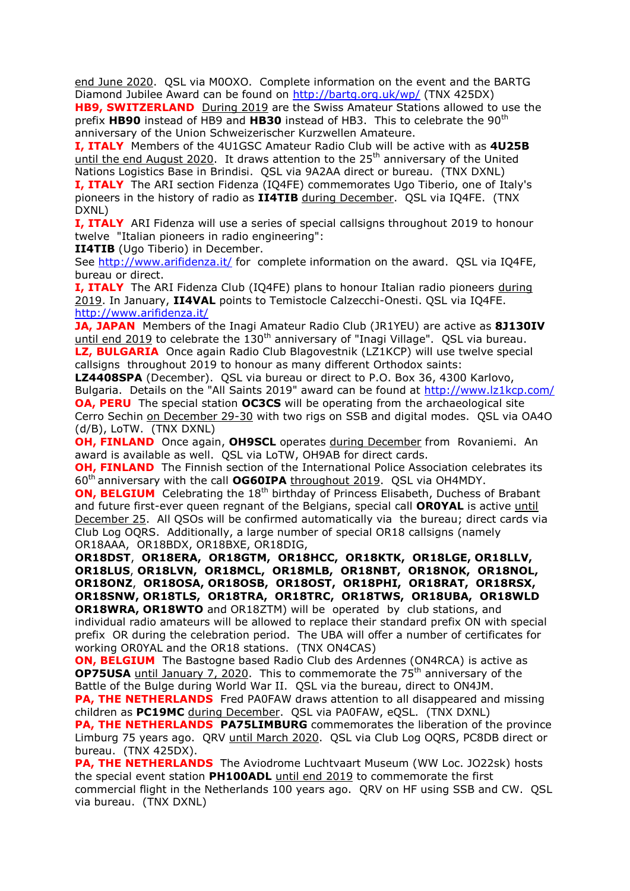end June 2020. QSL via M0OXO. Complete information on the event and the BARTG Diamond Jubilee Award can be found on http://bartg.org.uk/wp/ (TNX 425DX)

**HB9, SWITZERLAND** During 2019 are the Swiss Amateur Stations allowed to use the prefix **HB90** instead of HB9 and **HB30** instead of HB3. This to celebrate the 90th anniversary of the Union Schweizerischer Kurzwellen Amateure.

**I, ITALY** Members of the 4U1GSC Amateur Radio Club will be active with as **4U25B** until the end August 2020. It draws attention to the 25th anniversary of the United Nations Logistics Base in Brindisi. QSL via 9A2AA direct or bureau. (TNX DXNL)

**I, ITALY** The ARI section Fidenza (IQ4FE) commemorates Ugo Tiberio, one of Italy's pioneers in the history of radio as **II4TIB** during December. QSL via IQ4FE. (TNX DXNL)

**I, ITALY** ARI Fidenza will use a series of special callsigns throughout 2019 to honour twelve "Italian pioneers in radio engineering":
**II4TIB** (Ugo Tiberio) in December.
See http://www.arifidenza.it/ for complete information on the award. QSL via IQ4FE, bureau or direct.

**I, ITALY** The ARI Fidenza Club (IQ4FE) plans to honour Italian radio pioneers during 2019. In January, **II4VAL** points to Temistocle Calzecchi-Onesti. QSL via IQ4FE. http://www.arifidenza.it/

**JA, JAPAN** Members of the Inagi Amateur Radio Club (JR1YEU) are active as **8J130IV** until end 2019 to celebrate the 130th anniversary of "Inagi Village". QSL via bureau.

**LZ, BULGARIA** Once again Radio Club Blagovestnik (LZ1KCP) will use twelve special callsigns throughout 2019 to honour as many different Orthodox saints:
**LZ4408SPA** (December). QSL via bureau or direct to P.O. Box 36, 4300 Karlovo, Bulgaria. Details on the "All Saints 2019" award can be found at http://www.lz1kcp.com/

**OA, PERU** The special station **OC3CS** will be operating from the archaeological site Cerro Sechin on December 29-30 with two rigs on SSB and digital modes. QSL via OA4O (d/B), LoTW. (TNX DXNL)

**OH, FINLAND** Once again, **OH9SCL** operates during December from Rovaniemi. An award is available as well. QSL via LoTW, OH9AB for direct cards.

**OH, FINLAND** The Finnish section of the International Police Association celebrates its 60th anniversary with the call **OG60IPA** throughout 2019. QSL via OH4MDY.

**ON, BELGIUM** Celebrating the 18th birthday of Princess Elisabeth, Duchess of Brabant and future first-ever queen regnant of the Belgians, special call **OR0YAL** is active until December 25. All QSOs will be confirmed automatically via the bureau; direct cards via Club Log OQRS. Additionally, a large number of special OR18 callsigns (namely OR18AAA, OR18BDX, OR18BXE, OR18DIG,
**OR18DST**, **OR18ERA, OR18GTM, OR18HCC, OR18KTK, OR18LGE, OR18LLV, OR18LUS**, **OR18LVN, OR18MCL, OR18MLB, OR18NBT, OR18NOK, OR18NOL, OR18ONZ**, **OR18OSA, OR18OSB, OR18OST, OR18PHI, OR18RAT, OR18RSX, OR18SNW, OR18TLS, OR18TRA, OR18TRC, OR18TWS, OR18UBA, OR18WLD OR18WRA, OR18WTO** and OR18ZTM) will be operated by club stations, and individual radio amateurs will be allowed to replace their standard prefix ON with special prefix OR during the celebration period. The UBA will offer a number of certificates for working OR0YAL and the OR18 stations. (TNX ON4CAS)

**ON, BELGIUM** The Bastogne based Radio Club des Ardennes (ON4RCA) is active as **OP75USA** until January 7, 2020. This to commemorate the 75th anniversary of the Battle of the Bulge during World War II. QSL via the bureau, direct to ON4JM.

**PA, THE NETHERLANDS** Fred PA0FAW draws attention to all disappeared and missing children as **PC19MC** during December. QSL via PA0FAW, eQSL. (TNX DXNL)

**PA, THE NETHERLANDS** **PA75LIMBURG** commemorates the liberation of the province Limburg 75 years ago. QRV until March 2020. QSL via Club Log OQRS, PC8DB direct or bureau. (TNX 425DX).

**PA, THE NETHERLANDS** The Aviodrome Luchtvaart Museum (WW Loc. JO22sk) hosts the special event station **PH100ADL** until end 2019 to commemorate the first commercial flight in the Netherlands 100 years ago. QRV on HF using SSB and CW. QSL via bureau. (TNX DXNL)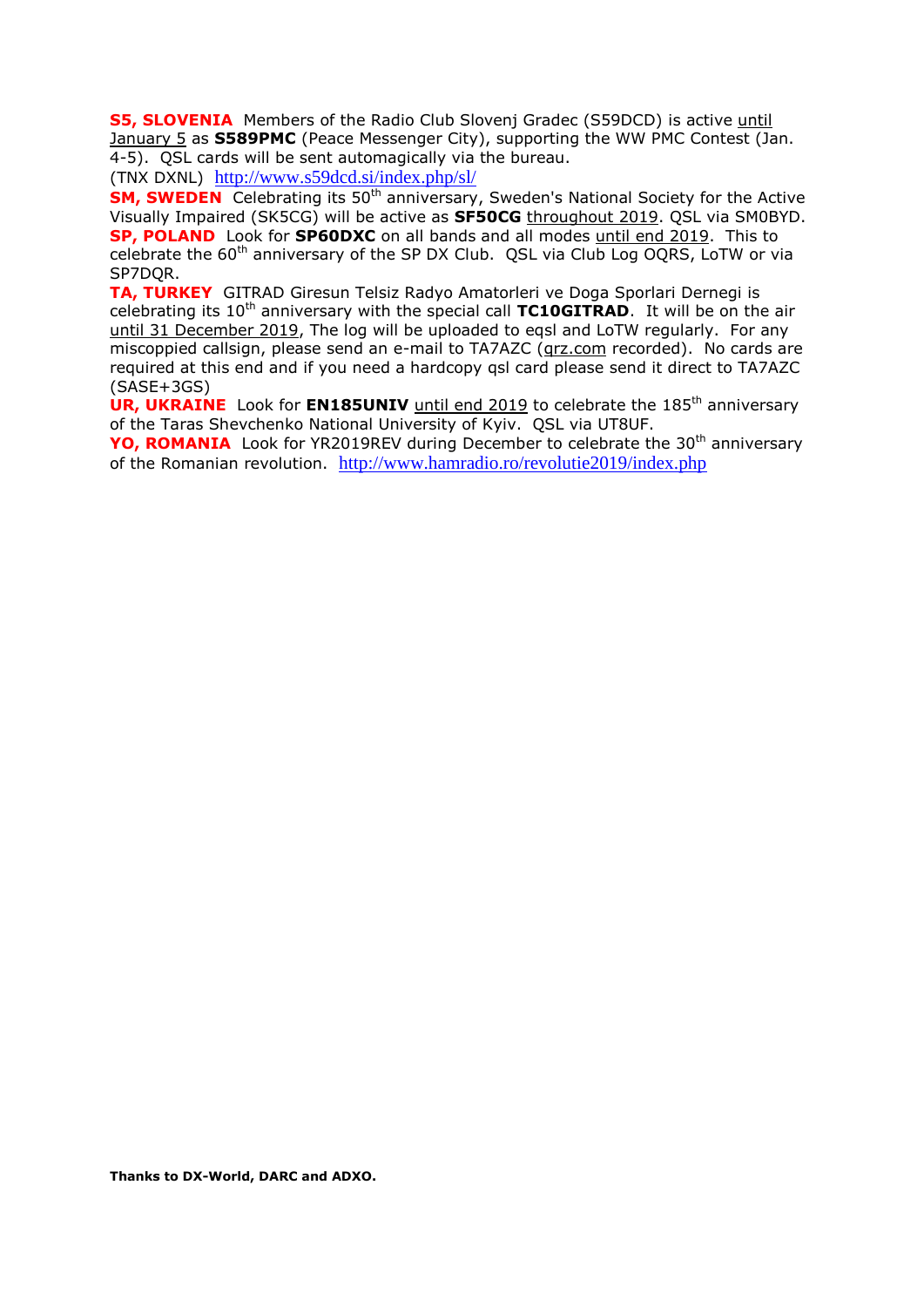**S5, SLOVENIA** Members of the Radio Club Slovenj Gradec (S59DCD) is active until January 5 as **S589PMC** (Peace Messenger City), supporting the WW PMC Contest (Jan. 4-5). QSL cards will be sent automagically via the bureau. (TNX DXNL) http://www.s59dcd.si/index.php/sl/

**SM, SWEDEN** Celebrating its 50th anniversary, Sweden's National Society for the Active Visually Impaired (SK5CG) will be active as **SF50CG** throughout 2019. QSL via SM0BYD.

**SP, POLAND** Look for **SP60DXC** on all bands and all modes until end 2019. This to celebrate the 60th anniversary of the SP DX Club. QSL via Club Log OQRS, LoTW or via SP7DQR.

**TA, TURKEY** GITRAD Giresun Telsiz Radyo Amatorleri ve Doga Sporlari Dernegi is celebrating its 10th anniversary with the special call **TC10GITRAD**. It will be on the air until 31 December 2019, The log will be uploaded to eqsl and LoTW regularly. For any miscoppied callsign, please send an e-mail to TA7AZC (qrz.com recorded). No cards are required at this end and if you need a hardcopy qsl card please send it direct to TA7AZC (SASE+3GS)

**UR, UKRAINE** Look for **EN185UNIV** until end 2019 to celebrate the 185th anniversary of the Taras Shevchenko National University of Kyiv. QSL via UT8UF.

**YO, ROMANIA** Look for YR2019REV during December to celebrate the 30th anniversary of the Romanian revolution. http://www.hamradio.ro/revolutie2019/index.php

**Thanks to DX-World, DARC and ADXO.**